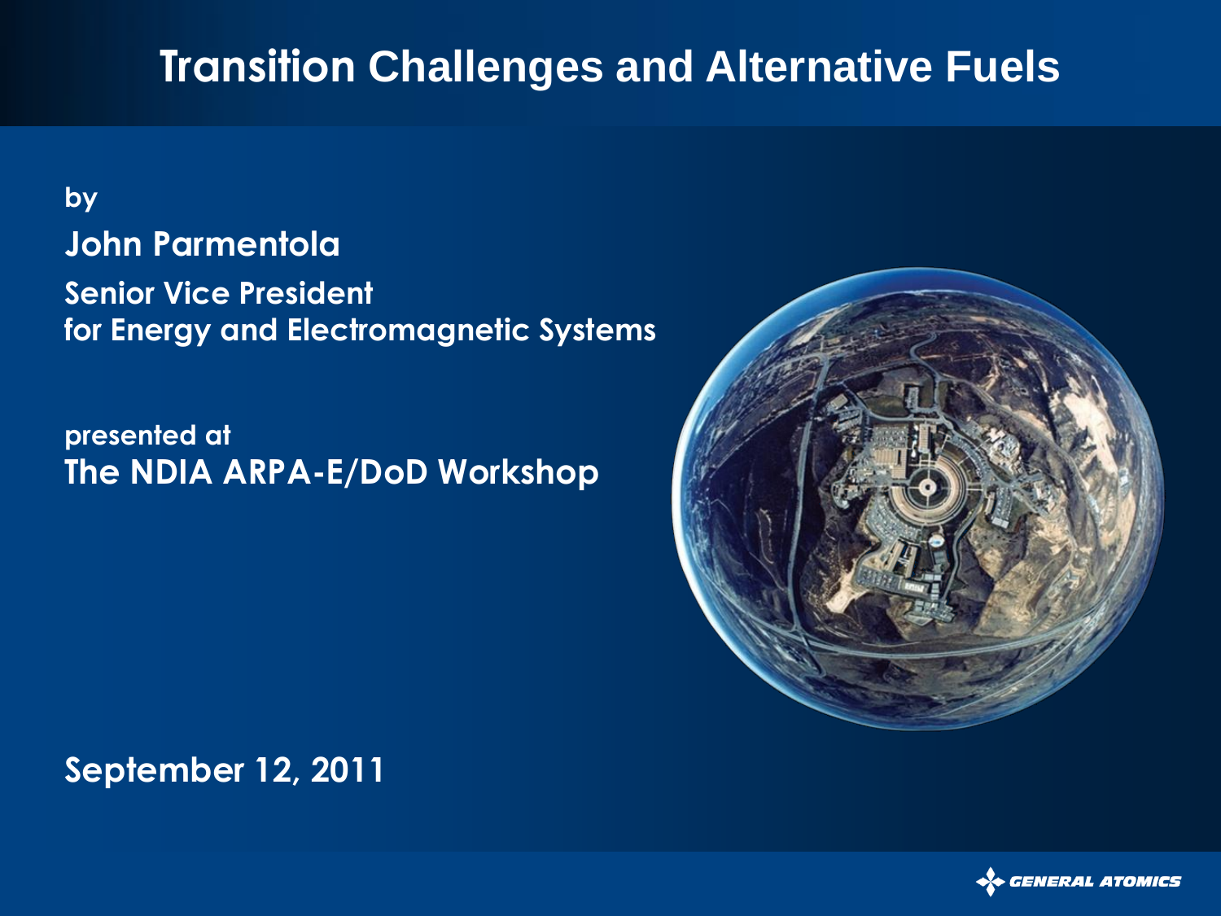# Transition Challenges and Alternative Fuels

**by**

**John Parmentola**

**Senior Vice President**
**for Energy and Electromagnetic Systems**

**presented at**
**The NDIA ARPA-E/DoD Workshop**

**September 12, 2011**

GENERAL ATOMICS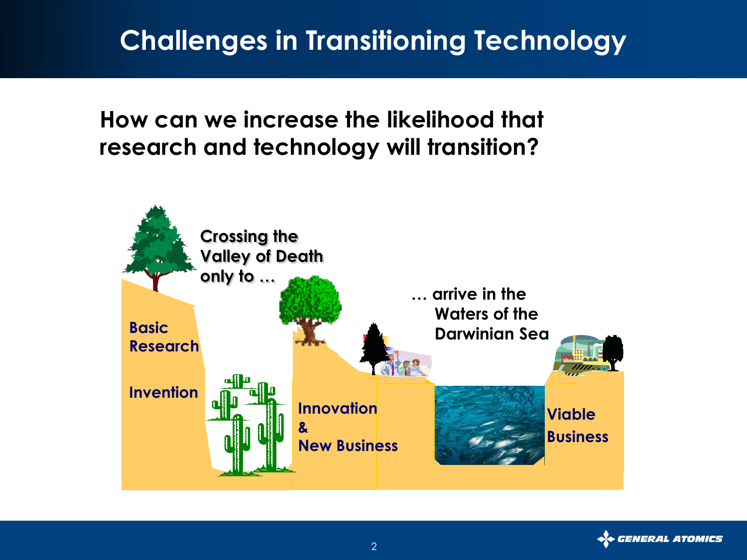# Challenges in Transitioning Technology

**How can we increase the likelihood that research and technology will transition?**

**Crossing the Valley of Death only to …**

**… arrive in the Waters of the Darwinian Sea**

**Basic Research**

**Invention**

**Innovation & New Business**

**Viable Business**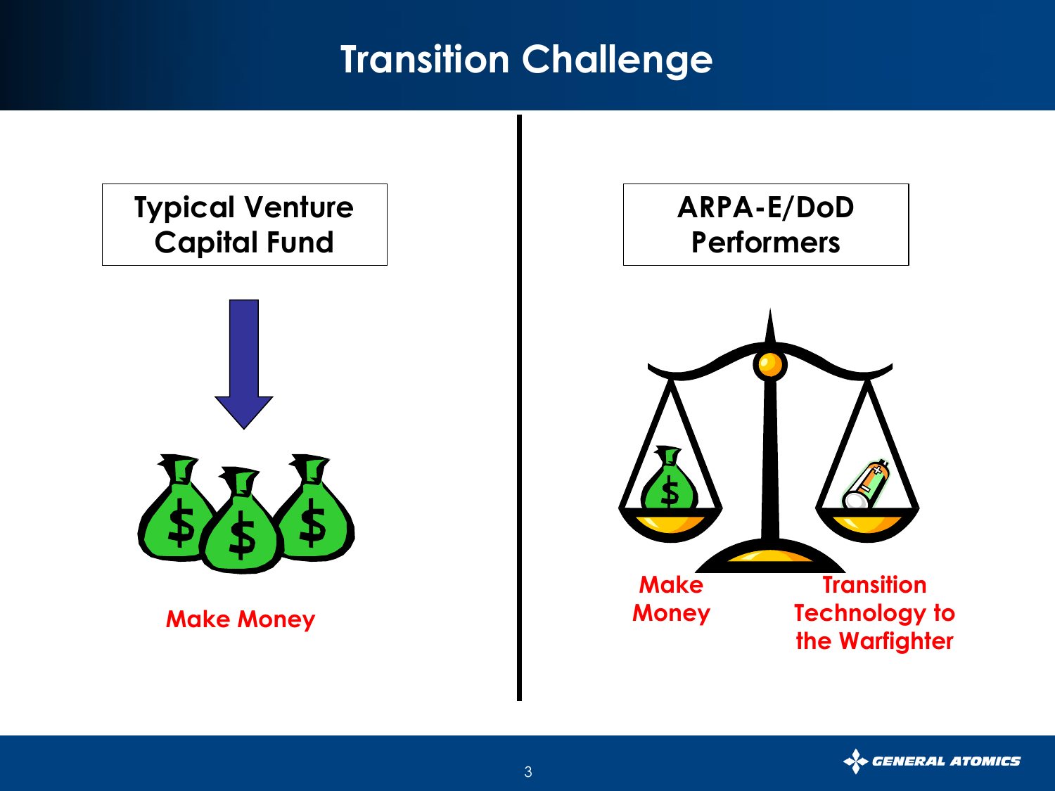# Transition Challenge

**Typical Venture Capital Fund**

Make Money

**ARPA-E/DoD Performers**

Make Money

Transition Technology to the Warfighter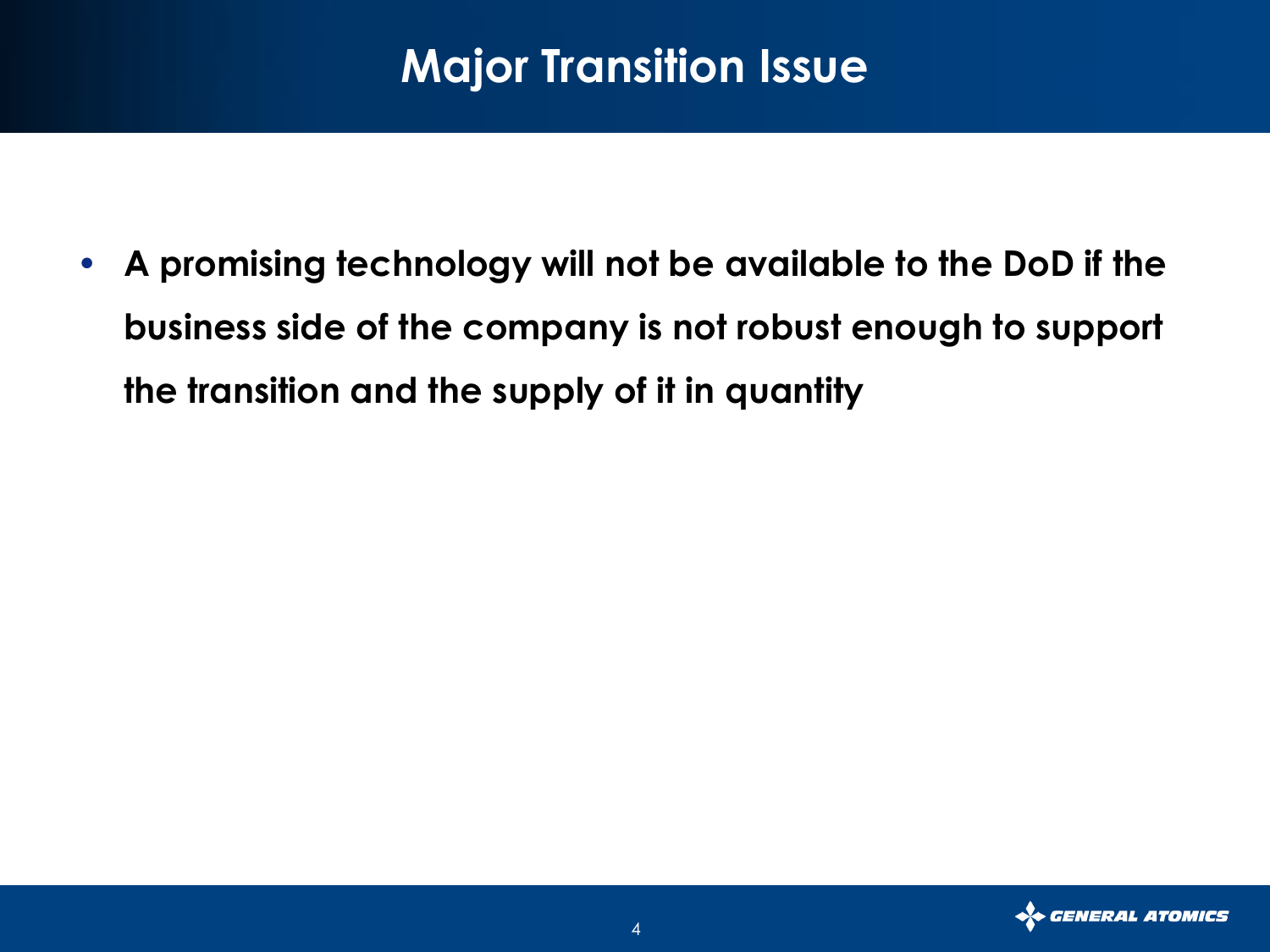# Major Transition Issue

- **A promising technology will not be available to the DoD if the business side of the company is not robust enough to support the transition and the supply of it in quantity**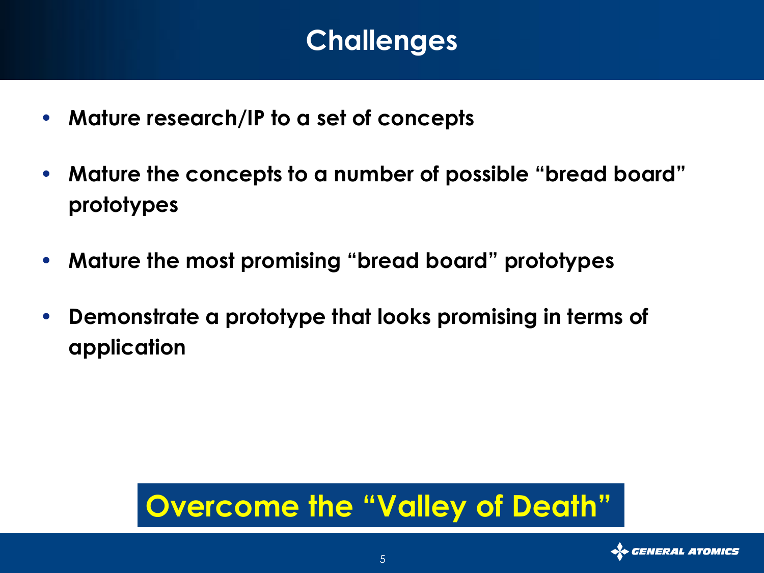# Challenges

- **Mature research/IP to a set of concepts**
- **Mature the concepts to a number of possible "bread board" prototypes**
- **Mature the most promising "bread board" prototypes**
- **Demonstrate a prototype that looks promising in terms of application**

**Overcome the "Valley of Death"**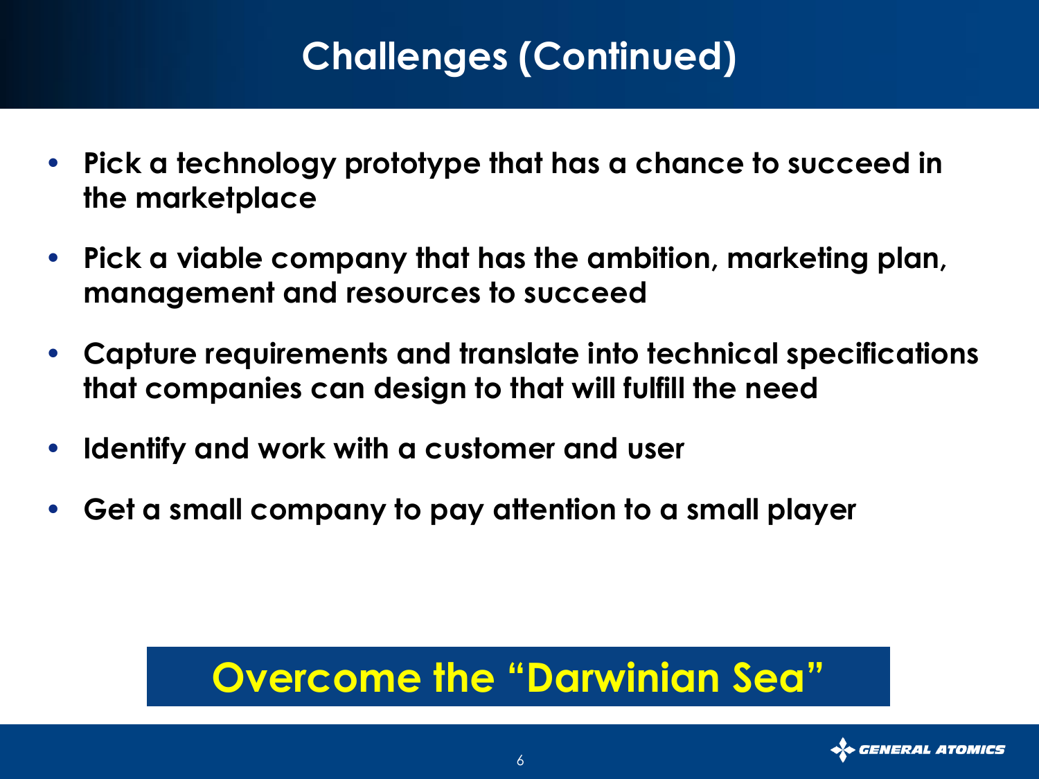# Challenges (Continued)

- **Pick a technology prototype that has a chance to succeed in the marketplace**
- **Pick a viable company that has the ambition, marketing plan, management and resources to succeed**
- **Capture requirements and translate into technical specifications that companies can design to that will fulfill the need**
- **Identify and work with a customer and user**
- **Get a small company to pay attention to a small player**

**Overcome the "Darwinian Sea"**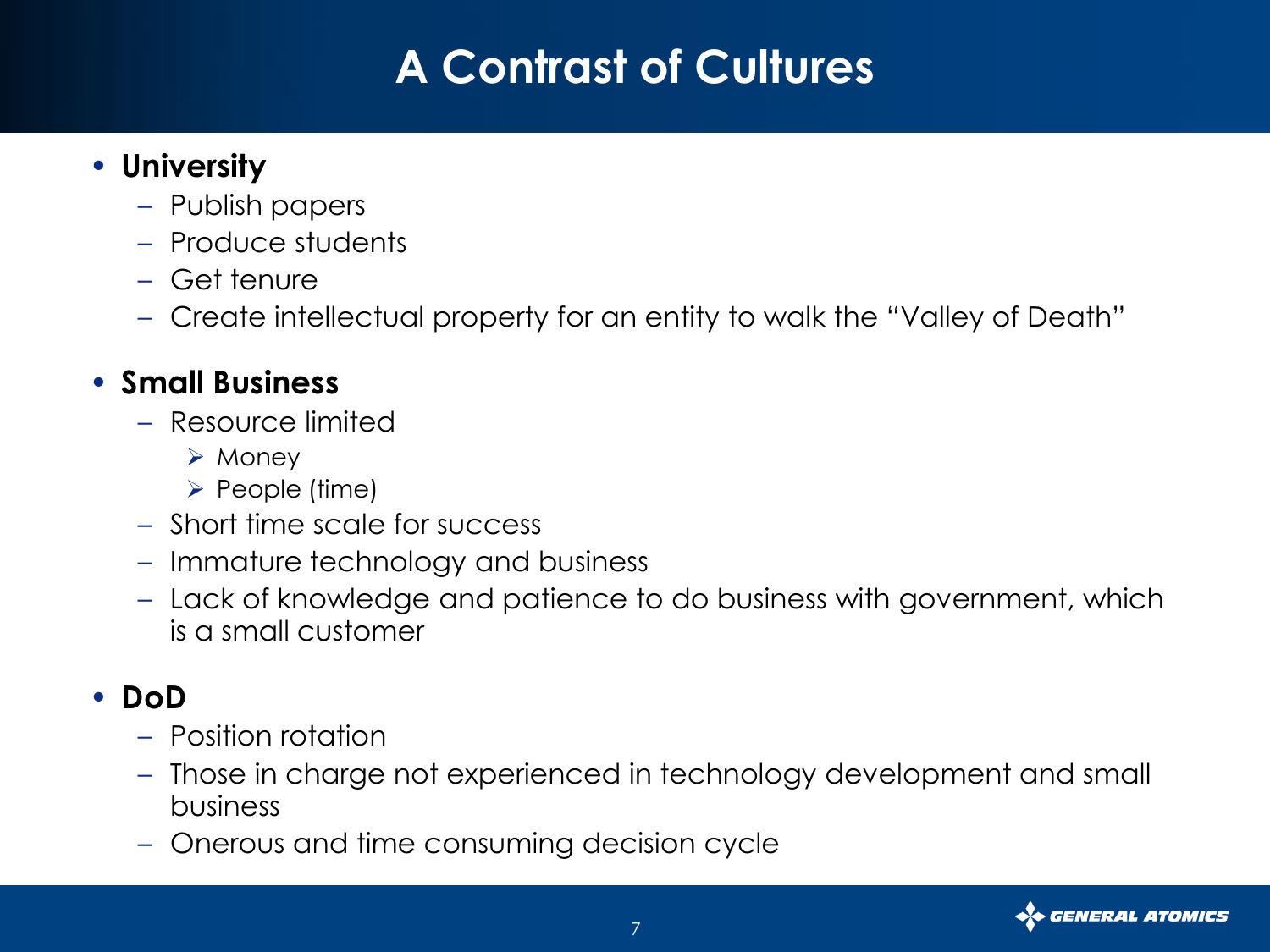# A Contrast of Cultures

- **University**
  - Publish papers
  - Produce students
  - Get tenure
  - Create intellectual property for an entity to walk the "Valley of Death"

- **Small Business**
  - Resource limited
    - Money
    - People (time)
  - Short time scale for success
  - Immature technology and business
  - Lack of knowledge and patience to do business with government, which is a small customer

- **DoD**
  - Position rotation
  - Those in charge not experienced in technology development and small business
  - Onerous and time consuming decision cycle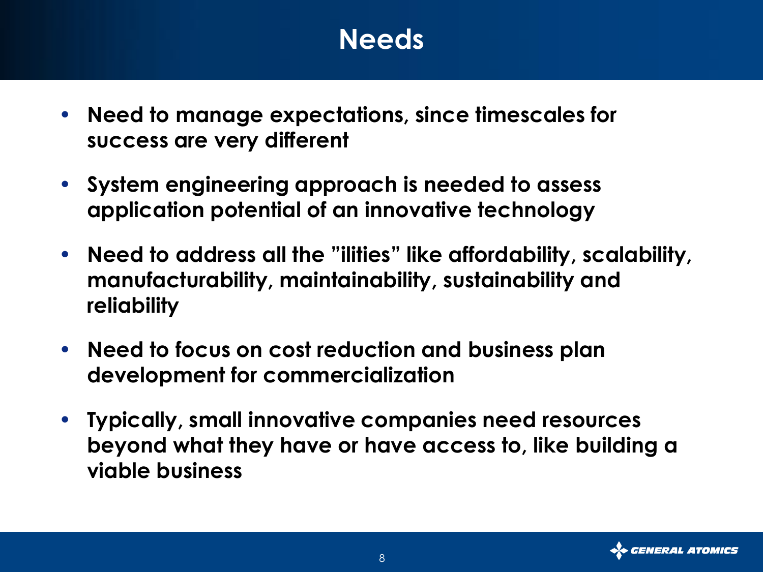# Needs

- **Need to manage expectations, since timescales for success are very different**
- **System engineering approach is needed to assess application potential of an innovative technology**
- **Need to address all the "ilities" like affordability, scalability, manufacturability, maintainability, sustainability and reliability**
- **Need to focus on cost reduction and business plan development for commercialization**
- **Typically, small innovative companies need resources beyond what they have or have access to, like building a viable business**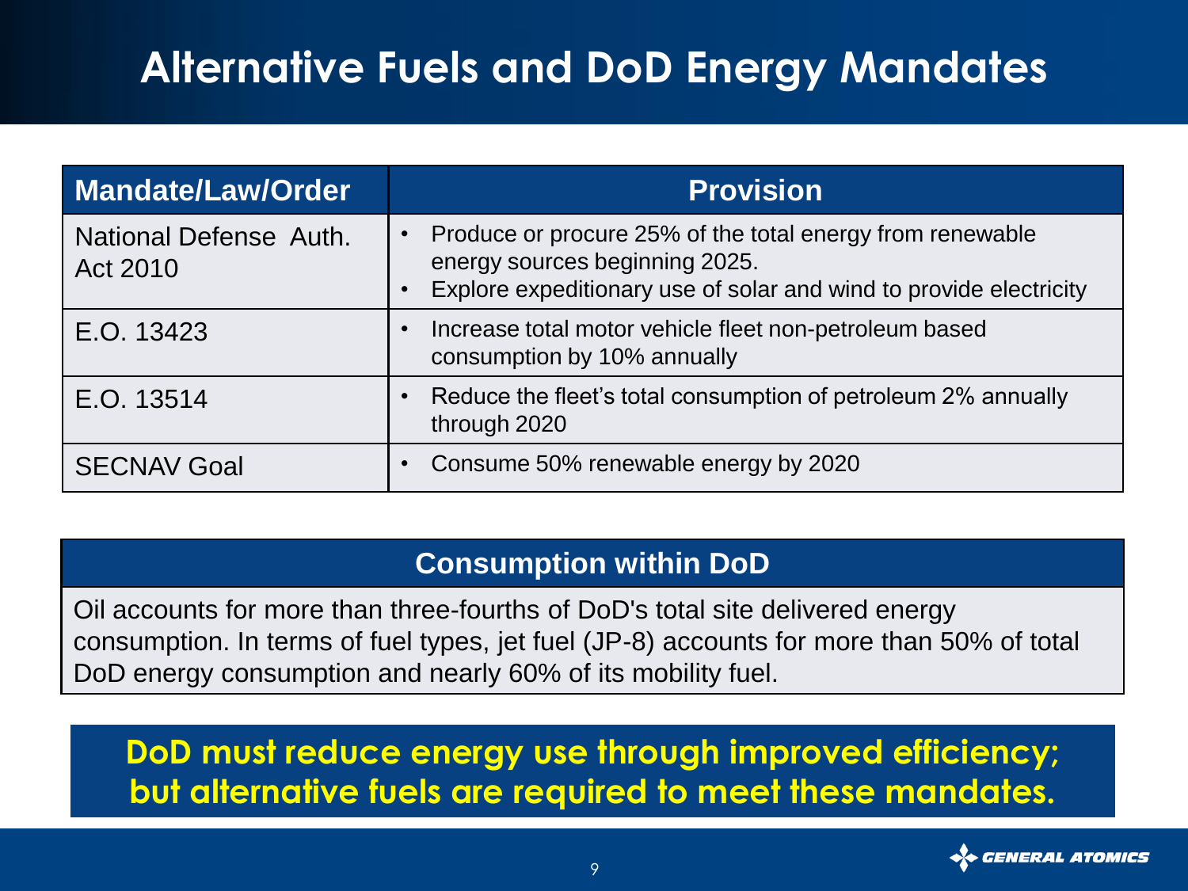# Alternative Fuels and DoD Energy Mandates

| Mandate/Law/Order | Provision |
| --- | --- |
| National Defense Auth. Act 2010 | • Produce or procure 25% of the total energy from renewable energy sources beginning 2025.<br>• Explore expeditionary use of solar and wind to provide electricity |
| E.O. 13423 | • Increase total motor vehicle fleet non-petroleum based consumption by 10% annually |
| E.O. 13514 | • Reduce the fleet's total consumption of petroleum 2% annually through 2020 |
| SECNAV Goal | • Consume 50% renewable energy by 2020 |

## Consumption within DoD

Oil accounts for more than three-fourths of DoD's total site delivered energy consumption. In terms of fuel types, jet fuel (JP-8) accounts for more than 50% of total DoD energy consumption and nearly 60% of its mobility fuel.

**DoD must reduce energy use through improved efficiency; but alternative fuels are required to meet these mandates.**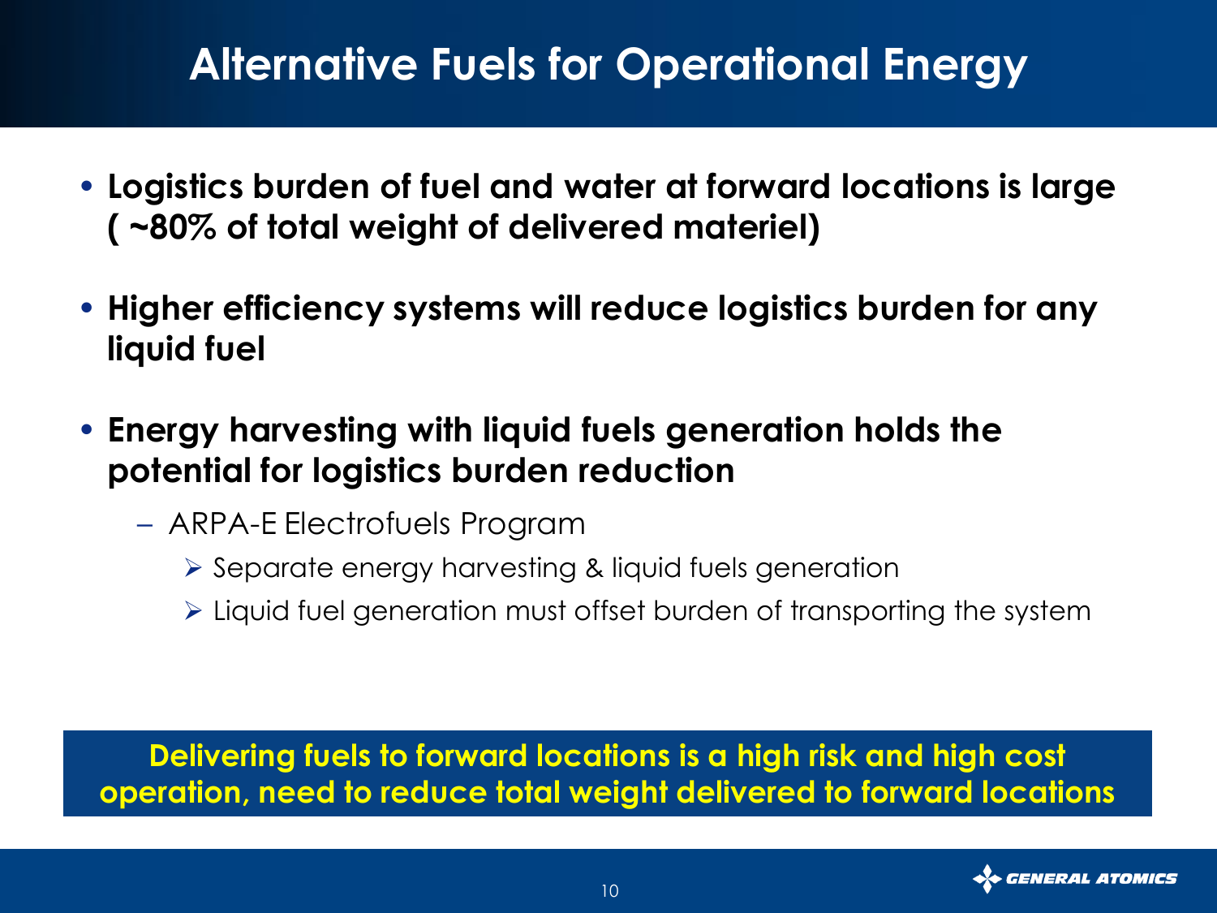# Alternative Fuels for Operational Energy

- **Logistics burden of fuel and water at forward locations is large ( ~80% of total weight of delivered materiel)**
- **Higher efficiency systems will reduce logistics burden for any liquid fuel**
- **Energy harvesting with liquid fuels generation holds the potential for logistics burden reduction**
  - ARPA-E Electrofuels Program
    - Separate energy harvesting & liquid fuels generation
    - Liquid fuel generation must offset burden of transporting the system

**Delivering fuels to forward locations is a high risk and high cost operation, need to reduce total weight delivered to forward locations**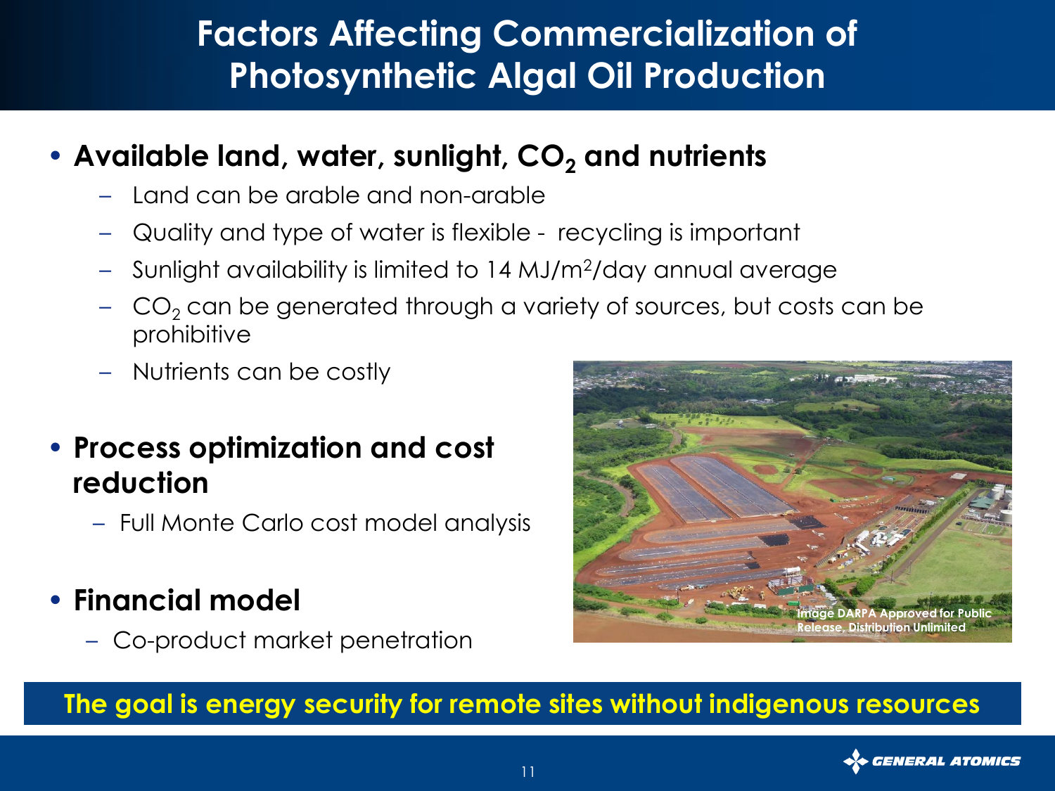# Factors Affecting Commercialization of Photosynthetic Algal Oil Production

- **Available land, water, sunlight, $CO_2$ and nutrients**
  - Land can be arable and non-arable
  - Quality and type of water is flexible - recycling is important
  - Sunlight availability is limited to 14 $MJ/m^2/day$ annual average
  - $CO_2$ can be generated through a variety of sources, but costs can be prohibitive
  - Nutrients can be costly
- **Process optimization and cost reduction**
  - Full Monte Carlo cost model analysis
- **Financial model**
  - Co-product market penetration

Image DARPA Approved for Public Release, Distribution Unlimited

**The goal is energy security for remote sites without indigenous resources**